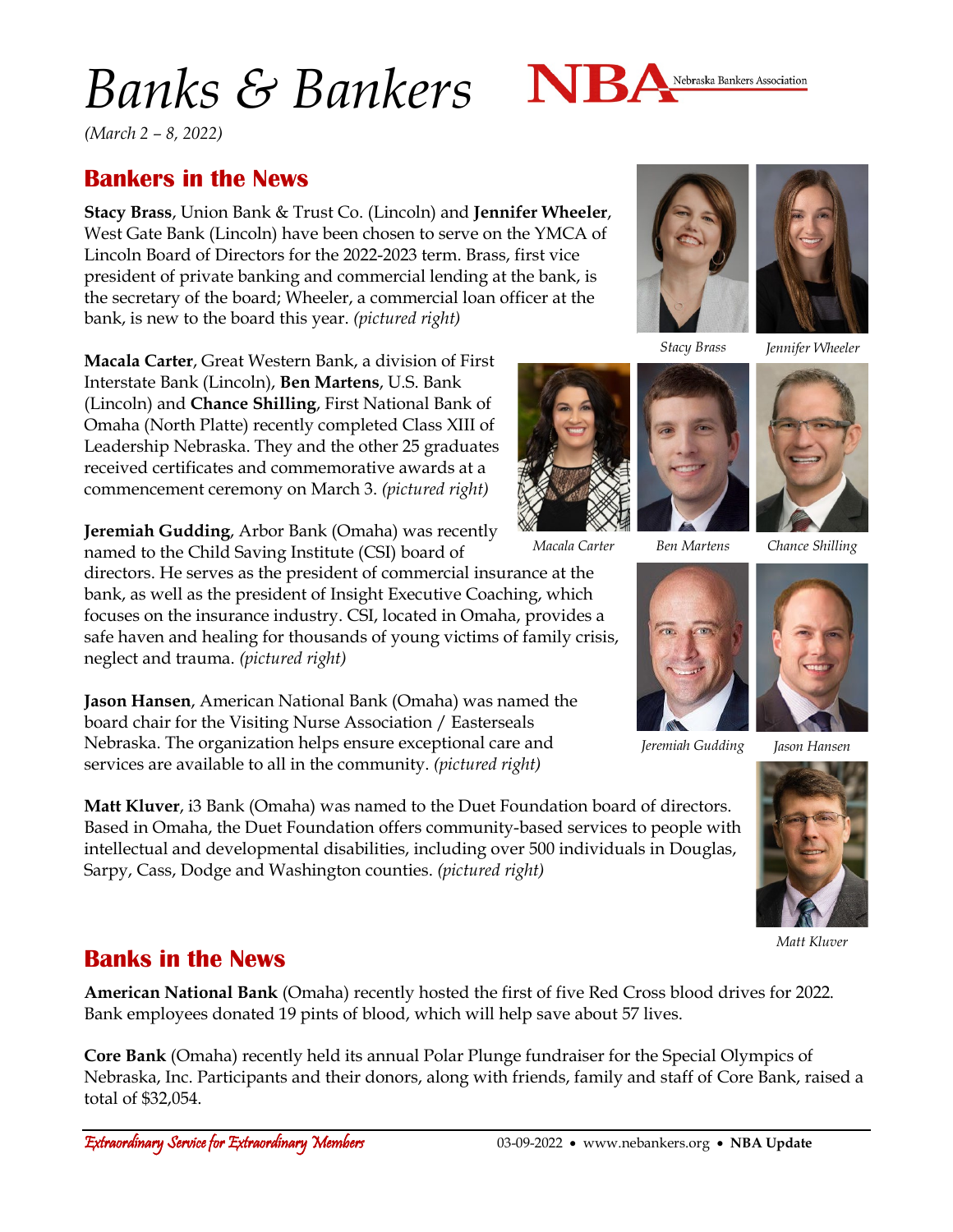# *Banks & Bankers*

*(March 2 – 8, 2022)*

## Bankers in the News

**Stacy Brass**, Union Bank & Trust Co. (Lincoln) and **Jennifer Wheeler**, West Gate Bank (Lincoln) have been chosen to serve on the YMCA of Lincoln Board of Directors for the 2022-2023 term. Brass, first vice president of private banking and commercial lending at the bank, is the secretary of the board; Wheeler, a commercial loan officer at the bank, is new to the board this year. *(pictured right)*

*Stacy Brass* *Jennifer Wheeler*

**Macala Carter**, Great Western Bank, a division of First Interstate Bank (Lincoln), **Ben Martens**, U.S. Bank (Lincoln) and **Chance Shilling**, First National Bank of Omaha (North Platte) recently completed Class XIII of Leadership Nebraska. They and the other 25 graduates received certificates and commemorative awards at a commencement ceremony on March 3. *(pictured right)*

*Macala Carter* *Ben Martens* *Chance Shilling*

**Jeremiah Gudding**, Arbor Bank (Omaha) was recently named to the Child Saving Institute (CSI) board of directors. He serves as the president of commercial insurance at the bank, as well as the president of Insight Executive Coaching, which focuses on the insurance industry. CSI, located in Omaha, provides a safe haven and healing for thousands of young victims of family crisis, neglect and trauma. *(pictured right)*

**Jason Hansen**, American National Bank (Omaha) was named the board chair for the Visiting Nurse Association / Easterseals Nebraska. The organization helps ensure exceptional care and services are available to all in the community. *(pictured right)*

*Jeremiah Gudding* *Jason Hansen*

**Matt Kluver**, i3 Bank (Omaha) was named to the Duet Foundation board of directors. Based in Omaha, the Duet Foundation offers community-based services to people with intellectual and developmental disabilities, including over 500 individuals in Douglas, Sarpy, Cass, Dodge and Washington counties. *(pictured right)*

*Matt Kluver*

## Banks in the News

**American National Bank** (Omaha) recently hosted the first of five Red Cross blood drives for 2022. Bank employees donated 19 pints of blood, which will help save about 57 lives.

**Core Bank** (Omaha) recently held its annual Polar Plunge fundraiser for the Special Olympics of Nebraska, Inc. Participants and their donors, along with friends, family and staff of Core Bank, raised a total of $32,054.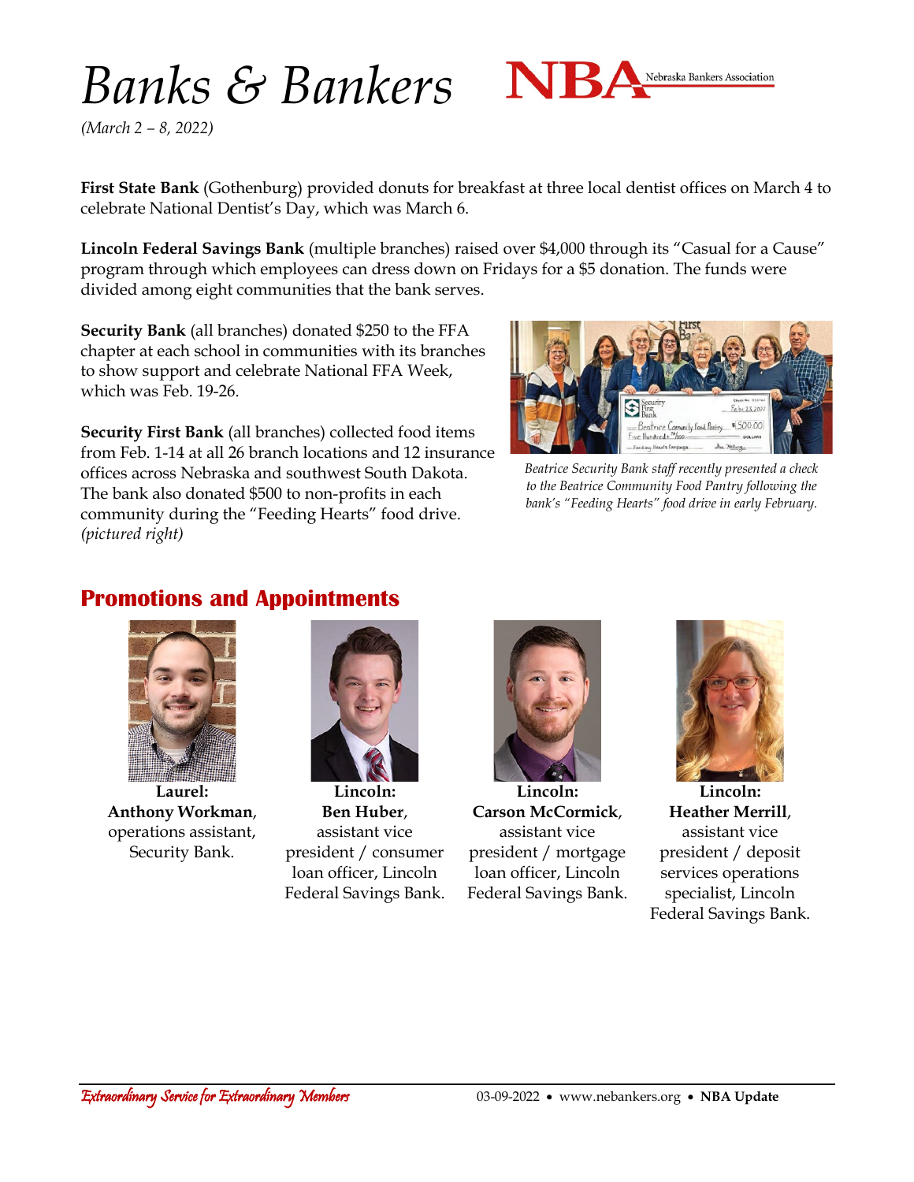# Banks & Bankers

*(March 2 – 8, 2022)*

**First State Bank** (Gothenburg) provided donuts for breakfast at three local dentist offices on March 4 to celebrate National Dentist's Day, which was March 6.

**Lincoln Federal Savings Bank** (multiple branches) raised over $4,000 through its "Casual for a Cause" program through which employees can dress down on Fridays for a $5 donation. The funds were divided among eight communities that the bank serves.

**Security Bank** (all branches) donated $250 to the FFA chapter at each school in communities with its branches to show support and celebrate National FFA Week, which was Feb. 19-26.

**Security First Bank** (all branches) collected food items from Feb. 1-14 at all 26 branch locations and 12 insurance offices across Nebraska and southwest South Dakota. The bank also donated $500 to non-profits in each community during the "Feeding Hearts" food drive. *(pictured right)*

*Beatrice Security Bank staff recently presented a check to the Beatrice Community Food Pantry following the bank's "Feeding Hearts" food drive in early February.*

## Promotions and Appointments

**Laurel:**
**Anthony Workman**, operations assistant, Security Bank.

**Lincoln:**
**Ben Huber**, assistant vice president / consumer loan officer, Lincoln Federal Savings Bank.

**Lincoln:**
**Carson McCormick**, assistant vice president / mortgage loan officer, Lincoln Federal Savings Bank.

**Lincoln:**
**Heather Merrill**, assistant vice president / deposit services operations specialist, Lincoln Federal Savings Bank.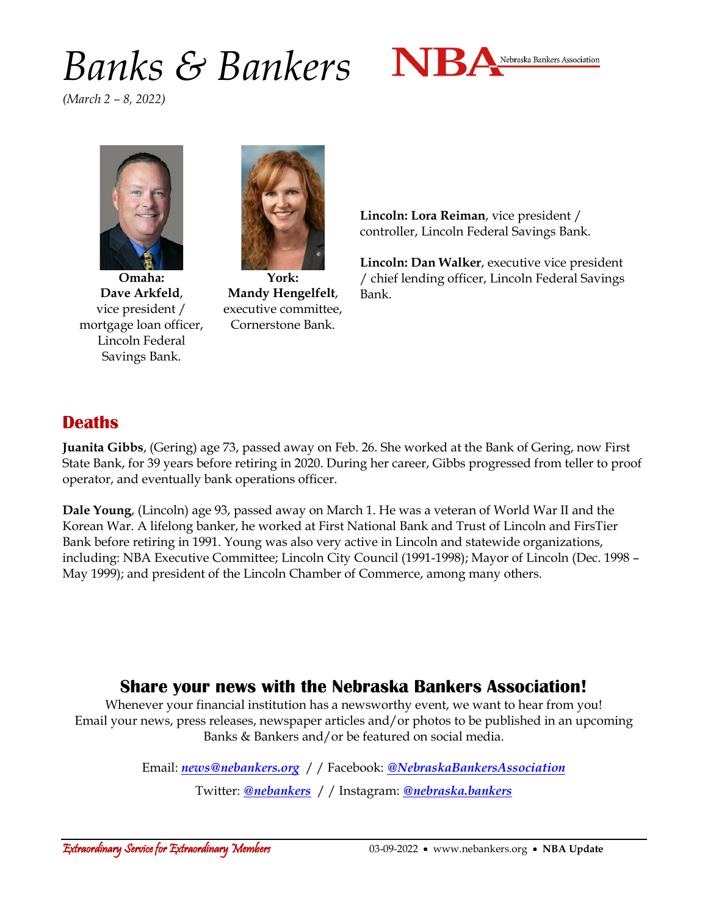# Banks & Bankers

*(March 2 – 8, 2022)*

NBA Nebraska Bankers Association

**Omaha: Dave Arkfeld**, vice president / mortgage loan officer, Lincoln Federal Savings Bank.

**York: Mandy Hengelfelt**, executive committee, Cornerstone Bank.

**Lincoln: Lora Reiman**, vice president / controller, Lincoln Federal Savings Bank.

**Lincoln: Dan Walker**, executive vice president / chief lending officer, Lincoln Federal Savings Bank.

## Deaths

**Juanita Gibbs**, (Gering) age 73, passed away on Feb. 26. She worked at the Bank of Gering, now First State Bank, for 39 years before retiring in 2020. During her career, Gibbs progressed from teller to proof operator, and eventually bank operations officer.

**Dale Young**, (Lincoln) age 93, passed away on March 1. He was a veteran of World War II and the Korean War. A lifelong banker, he worked at First National Bank and Trust of Lincoln and FirsTier Bank before retiring in 1991. Young was also very active in Lincoln and statewide organizations, including: NBA Executive Committee; Lincoln City Council (1991-1998); Mayor of Lincoln (Dec. 1998 – May 1999); and president of the Lincoln Chamber of Commerce, among many others.

### Share your news with the Nebraska Bankers Association!

Whenever your financial institution has a newsworthy event, we want to hear from you! Email your news, press releases, newspaper articles and/or photos to be published in an upcoming Banks & Bankers and/or be featured on social media.

Email: ***news@nebankers.org*** / / Facebook: ***@NebraskaBankersAssociation***

Twitter: ***@nebankers*** / / Instagram: ***@nebraska.bankers***